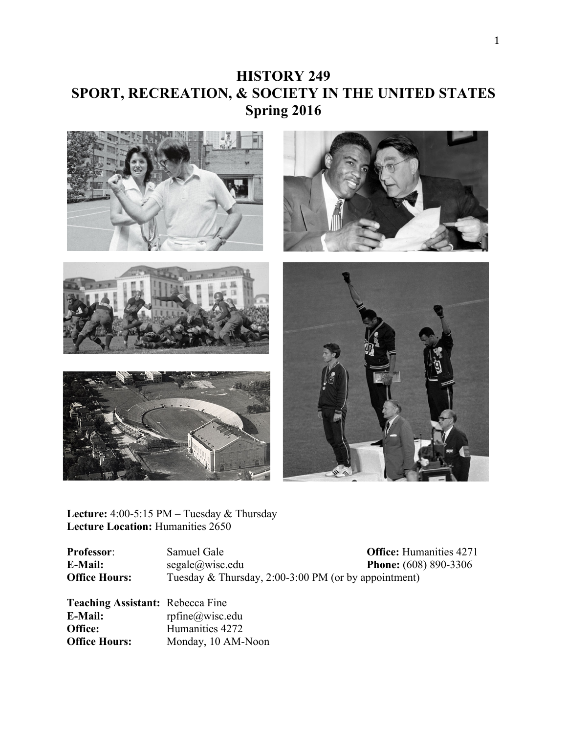# HISTORY 249
# SPORT, RECREATION, & SOCIETY IN THE UNITED STATES
# Spring 2016

**Lecture:** 4:00-5:15 PM – Tuesday & Thursday
**Lecture Location:** Humanities 2650

**Professor**: Samuel Gale
**E-Mail:** segale@wisc.edu
**Office Hours:** Tuesday & Thursday, 2:00-3:00 PM (or by appointment)
**Office:** Humanities 4271
**Phone:** (608) 890-3306

**Teaching Assistant:** Rebecca Fine
**E-Mail:** rpfine@wisc.edu
**Office:** Humanities 4272
**Office Hours:** Monday, 10 AM-Noon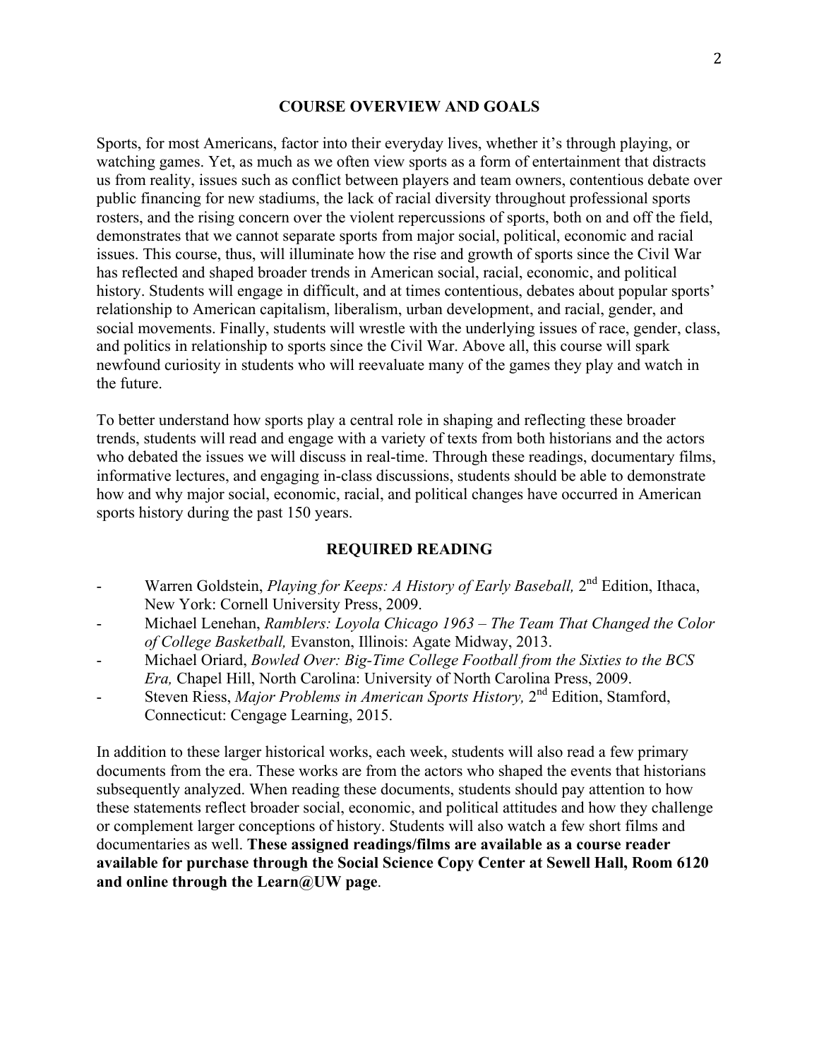## COURSE OVERVIEW AND GOALS

Sports, for most Americans, factor into their everyday lives, whether it's through playing, or watching games. Yet, as much as we often view sports as a form of entertainment that distracts us from reality, issues such as conflict between players and team owners, contentious debate over public financing for new stadiums, the lack of racial diversity throughout professional sports rosters, and the rising concern over the violent repercussions of sports, both on and off the field, demonstrates that we cannot separate sports from major social, political, economic and racial issues. This course, thus, will illuminate how the rise and growth of sports since the Civil War has reflected and shaped broader trends in American social, racial, economic, and political history. Students will engage in difficult, and at times contentious, debates about popular sports' relationship to American capitalism, liberalism, urban development, and racial, gender, and social movements. Finally, students will wrestle with the underlying issues of race, gender, class, and politics in relationship to sports since the Civil War. Above all, this course will spark newfound curiosity in students who will reevaluate many of the games they play and watch in the future.

To better understand how sports play a central role in shaping and reflecting these broader trends, students will read and engage with a variety of texts from both historians and the actors who debated the issues we will discuss in real-time. Through these readings, documentary films, informative lectures, and engaging in-class discussions, students should be able to demonstrate how and why major social, economic, racial, and political changes have occurred in American sports history during the past 150 years.

## REQUIRED READING

- Warren Goldstein, *Playing for Keeps: A History of Early Baseball,* 2nd Edition, Ithaca, New York: Cornell University Press, 2009.
- Michael Lenehan, *Ramblers: Loyola Chicago 1963 – The Team That Changed the Color of College Basketball,* Evanston, Illinois: Agate Midway, 2013.
- Michael Oriard, *Bowled Over: Big-Time College Football from the Sixties to the BCS Era,* Chapel Hill, North Carolina: University of North Carolina Press, 2009.
- Steven Riess, *Major Problems in American Sports History,* 2nd Edition, Stamford, Connecticut: Cengage Learning, 2015.

In addition to these larger historical works, each week, students will also read a few primary documents from the era. These works are from the actors who shaped the events that historians subsequently analyzed. When reading these documents, students should pay attention to how these statements reflect broader social, economic, and political attitudes and how they challenge or complement larger conceptions of history. Students will also watch a few short films and documentaries as well. **These assigned readings/films are available as a course reader available for purchase through the Social Science Copy Center at Sewell Hall, Room 6120 and online through the Learn@UW page**.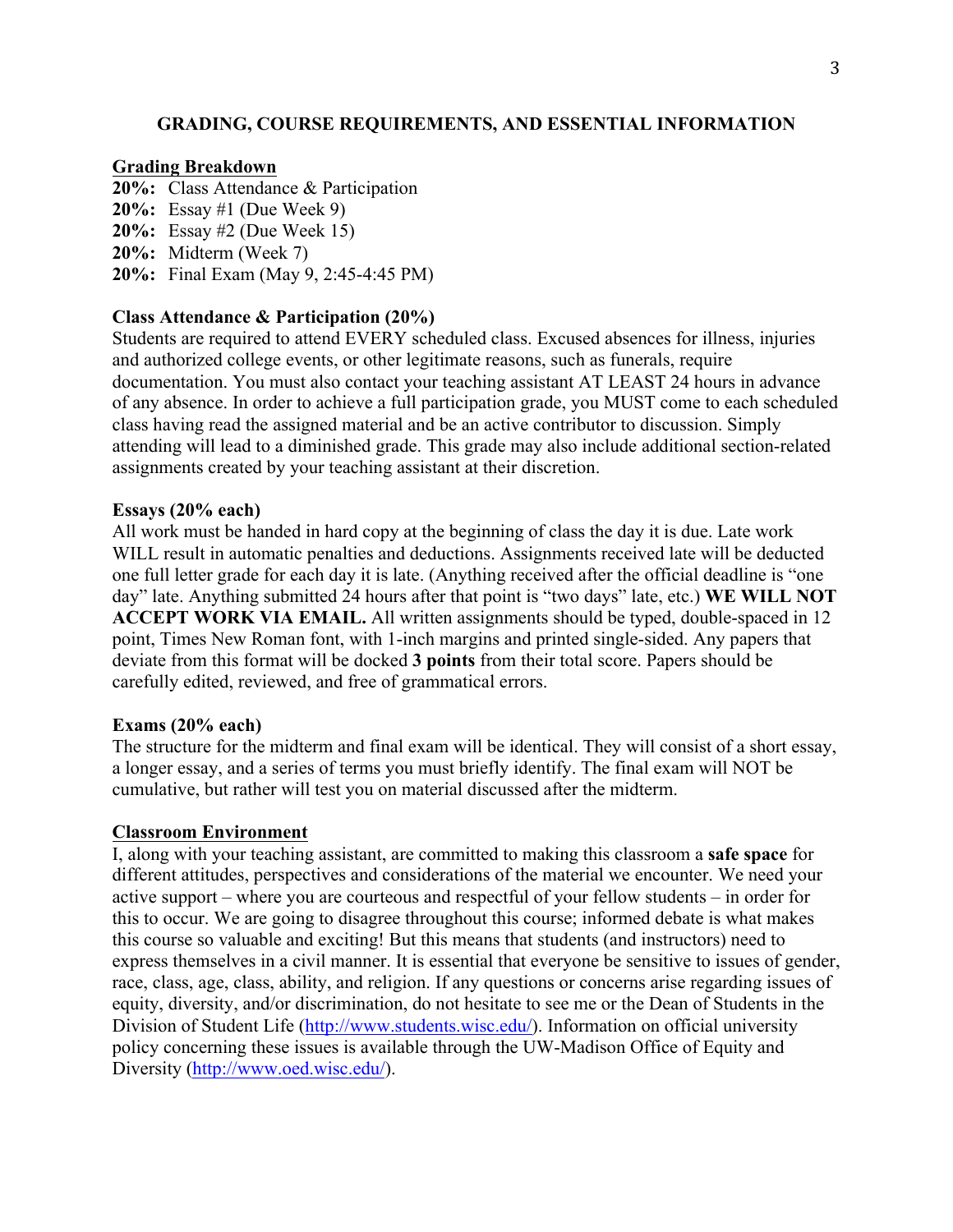## GRADING, COURSE REQUIREMENTS, AND ESSENTIAL INFORMATION

### Grading Breakdown

**20%:** Class Attendance & Participation
**20%:** Essay #1 (Due Week 9)
**20%:** Essay #2 (Due Week 15)
**20%:** Midterm (Week 7)
**20%:** Final Exam (May 9, 2:45-4:45 PM)

### Class Attendance & Participation (20%)

Students are required to attend EVERY scheduled class. Excused absences for illness, injuries and authorized college events, or other legitimate reasons, such as funerals, require documentation. You must also contact your teaching assistant AT LEAST 24 hours in advance of any absence. In order to achieve a full participation grade, you MUST come to each scheduled class having read the assigned material and be an active contributor to discussion. Simply attending will lead to a diminished grade. This grade may also include additional section-related assignments created by your teaching assistant at their discretion.

### Essays (20% each)

All work must be handed in hard copy at the beginning of class the day it is due. Late work WILL result in automatic penalties and deductions. Assignments received late will be deducted one full letter grade for each day it is late. (Anything received after the official deadline is "one day" late. Anything submitted 24 hours after that point is "two days" late, etc.) **WE WILL NOT ACCEPT WORK VIA EMAIL.** All written assignments should be typed, double-spaced in 12 point, Times New Roman font, with 1-inch margins and printed single-sided. Any papers that deviate from this format will be docked **3 points** from their total score. Papers should be carefully edited, reviewed, and free of grammatical errors.

### Exams (20% each)

The structure for the midterm and final exam will be identical. They will consist of a short essay, a longer essay, and a series of terms you must briefly identify. The final exam will NOT be cumulative, but rather will test you on material discussed after the midterm.

### Classroom Environment

I, along with your teaching assistant, are committed to making this classroom a **safe space** for different attitudes, perspectives and considerations of the material we encounter. We need your active support – where you are courteous and respectful of your fellow students – in order for this to occur. We are going to disagree throughout this course; informed debate is what makes this course so valuable and exciting! But this means that students (and instructors) need to express themselves in a civil manner. It is essential that everyone be sensitive to issues of gender, race, class, age, class, ability, and religion. If any questions or concerns arise regarding issues of equity, diversity, and/or discrimination, do not hesitate to see me or the Dean of Students in the Division of Student Life (http://www.students.wisc.edu/). Information on official university policy concerning these issues is available through the UW-Madison Office of Equity and Diversity (http://www.oed.wisc.edu/).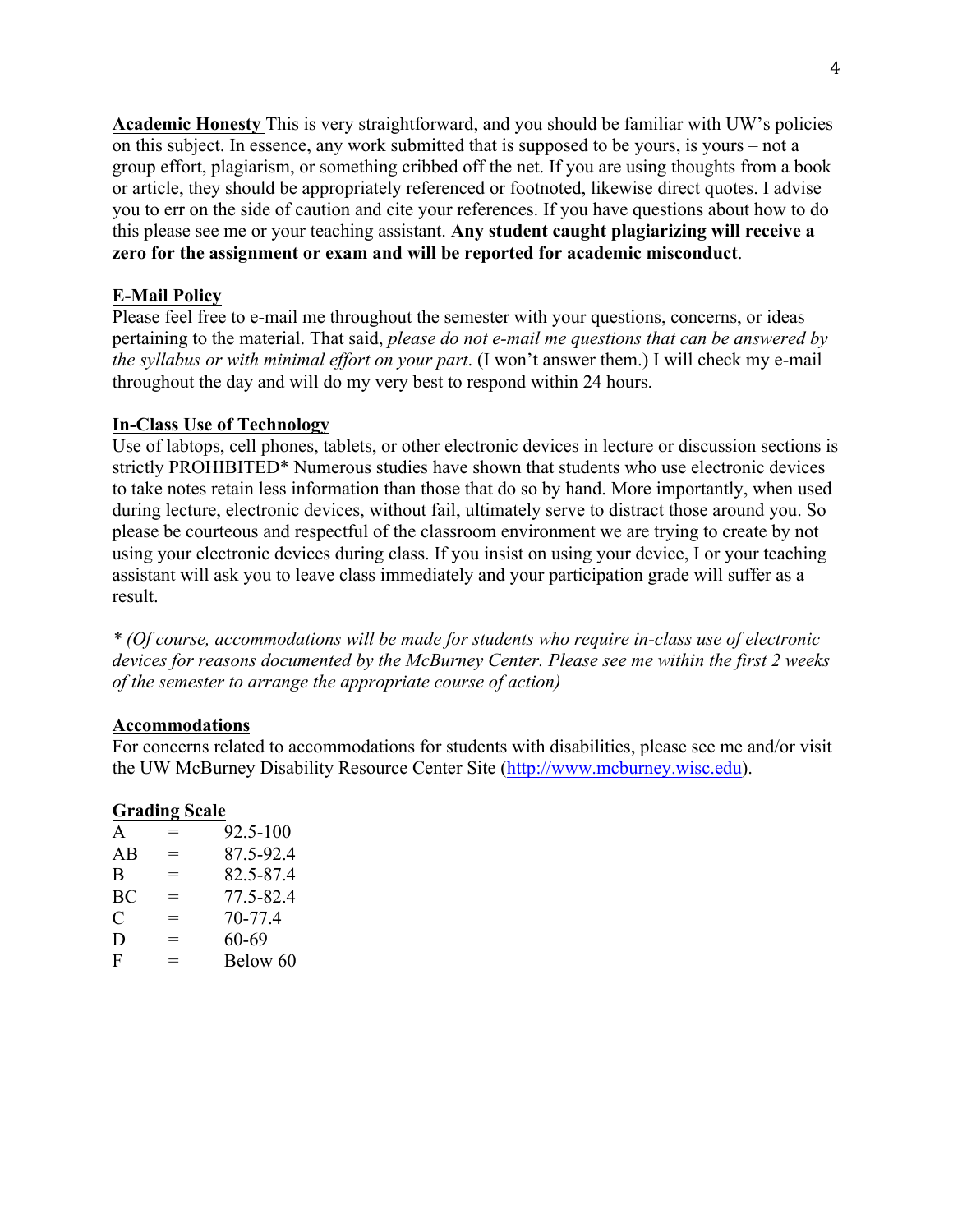**Academic Honesty** This is very straightforward, and you should be familiar with UW's policies on this subject. In essence, any work submitted that is supposed to be yours, is yours – not a group effort, plagiarism, or something cribbed off the net. If you are using thoughts from a book or article, they should be appropriately referenced or footnoted, likewise direct quotes. I advise you to err on the side of caution and cite your references. If you have questions about how to do this please see me or your teaching assistant. **Any student caught plagiarizing will receive a zero for the assignment or exam and will be reported for academic misconduct**.

**E-Mail Policy**

Please feel free to e-mail me throughout the semester with your questions, concerns, or ideas pertaining to the material. That said, *please do not e-mail me questions that can be answered by the syllabus or with minimal effort on your part*. (I won't answer them.) I will check my e-mail throughout the day and will do my very best to respond within 24 hours.

**In-Class Use of Technology**

Use of labtops, cell phones, tablets, or other electronic devices in lecture or discussion sections is strictly PROHIBITED* Numerous studies have shown that students who use electronic devices to take notes retain less information than those that do so by hand. More importantly, when used during lecture, electronic devices, without fail, ultimately serve to distract those around you. So please be courteous and respectful of the classroom environment we are trying to create by not using your electronic devices during class. If you insist on using your device, I or your teaching assistant will ask you to leave class immediately and your participation grade will suffer as a result.

*\* (Of course, accommodations will be made for students who require in-class use of electronic devices for reasons documented by the McBurney Center. Please see me within the first 2 weeks of the semester to arrange the appropriate course of action)*

**Accommodations**

For concerns related to accommodations for students with disabilities, please see me and/or visit the UW McBurney Disability Resource Center Site (http://www.mcburney.wisc.edu).

**Grading Scale**

| | | |
|---|---|---|
| A | = | 92.5-100 |
| AB | = | 87.5-92.4 |
| B | = | 82.5-87.4 |
| BC | = | 77.5-82.4 |
| C | = | 70-77.4 |
| D | = | 60-69 |
| F | = | Below 60 |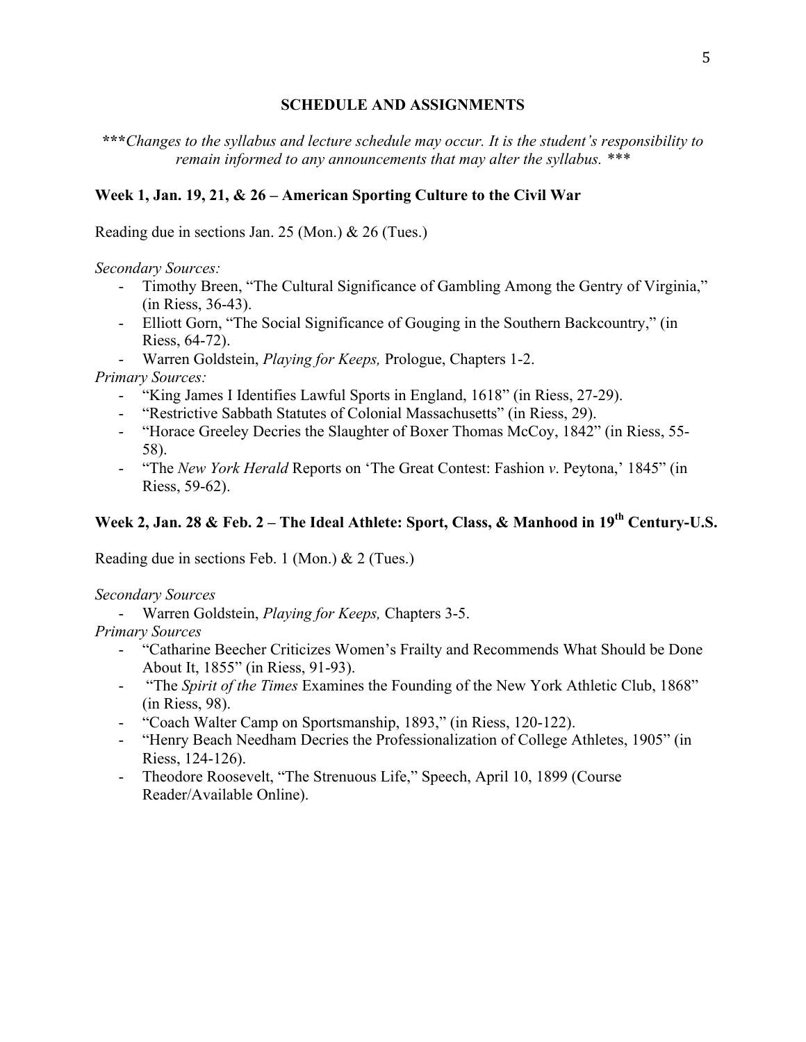## SCHEDULE AND ASSIGNMENTS

***\*\*\*Changes to the syllabus and lecture schedule may occur. It is the student's responsibility to remain informed to any announcements that may alter the syllabus. \*\*\****

### Week 1, Jan. 19, 21, & 26 – American Sporting Culture to the Civil War

Reading due in sections Jan. 25 (Mon.) & 26 (Tues.)

*Secondary Sources:*

- Timothy Breen, "The Cultural Significance of Gambling Among the Gentry of Virginia," (in Riess, 36-43).
- Elliott Gorn, "The Social Significance of Gouging in the Southern Backcountry," (in Riess, 64-72).
- Warren Goldstein, *Playing for Keeps,* Prologue, Chapters 1-2.

*Primary Sources:*

- "King James I Identifies Lawful Sports in England, 1618" (in Riess, 27-29).
- "Restrictive Sabbath Statutes of Colonial Massachusetts" (in Riess, 29).
- "Horace Greeley Decries the Slaughter of Boxer Thomas McCoy, 1842" (in Riess, 55-58).
- "The *New York Herald* Reports on 'The Great Contest: Fashion *v*. Peytona,' 1845" (in Riess, 59-62).

### Week 2, Jan. 28 & Feb. 2 – The Ideal Athlete: Sport, Class, & Manhood in 19th Century-U.S.

Reading due in sections Feb. 1 (Mon.) & 2 (Tues.)

*Secondary Sources*

- Warren Goldstein, *Playing for Keeps,* Chapters 3-5.

*Primary Sources*

- "Catharine Beecher Criticizes Women's Frailty and Recommends What Should be Done About It, 1855" (in Riess, 91-93).
- "The *Spirit of the Times* Examines the Founding of the New York Athletic Club, 1868" (in Riess, 98).
- "Coach Walter Camp on Sportsmanship, 1893," (in Riess, 120-122).
- "Henry Beach Needham Decries the Professionalization of College Athletes, 1905" (in Riess, 124-126).
- Theodore Roosevelt, "The Strenuous Life," Speech, April 10, 1899 (Course Reader/Available Online).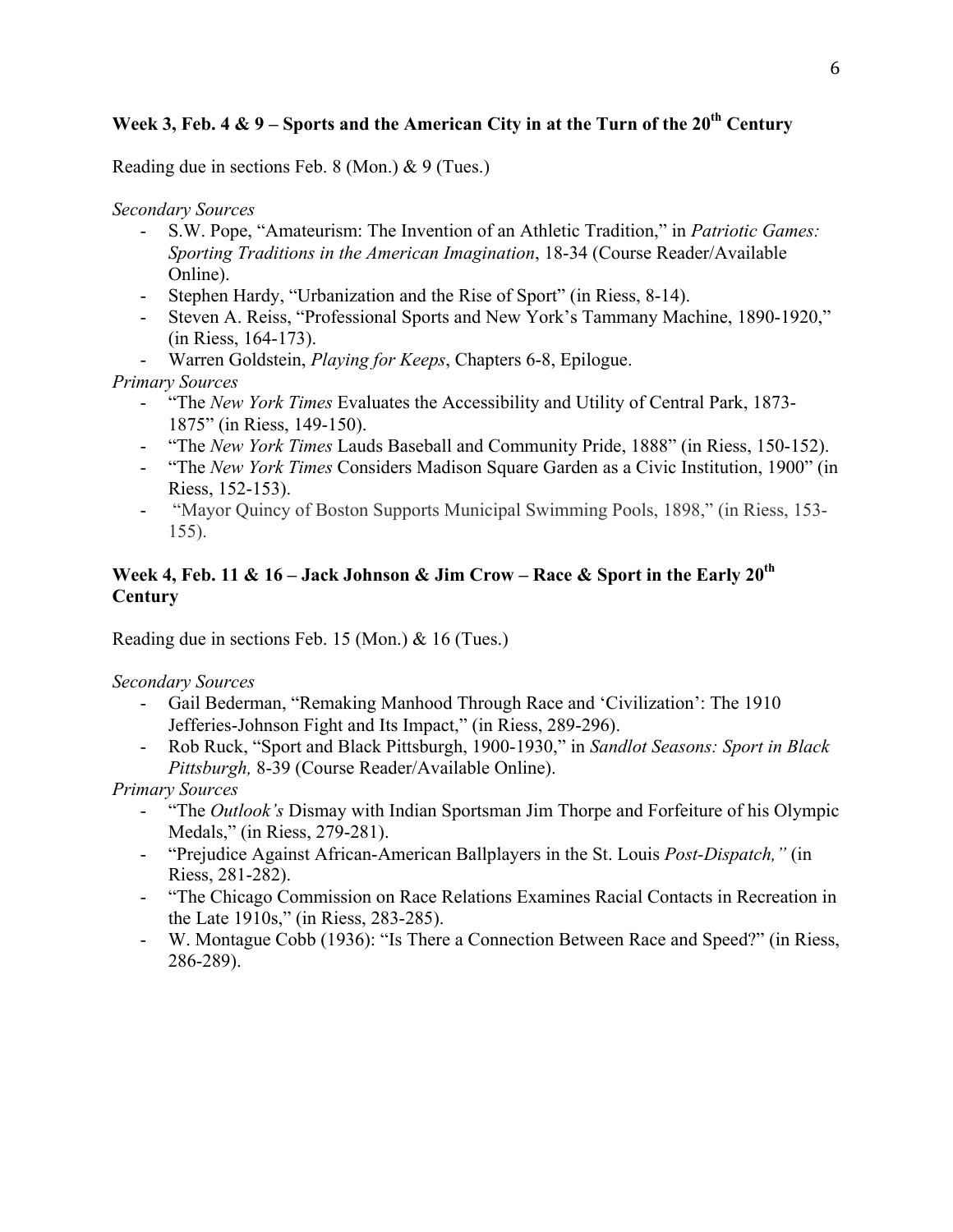**Week 3, Feb. 4 & 9 – Sports and the American City in at the Turn of the 20th Century**

Reading due in sections Feb. 8 (Mon.) & 9 (Tues.)

*Secondary Sources*

- S.W. Pope, "Amateurism: The Invention of an Athletic Tradition," in *Patriotic Games: Sporting Traditions in the American Imagination*, 18-34 (Course Reader/Available Online).
- Stephen Hardy, "Urbanization and the Rise of Sport" (in Riess, 8-14).
- Steven A. Reiss, "Professional Sports and New York's Tammany Machine, 1890-1920," (in Riess, 164-173).
- Warren Goldstein, *Playing for Keeps*, Chapters 6-8, Epilogue.

*Primary Sources*

- "The *New York Times* Evaluates the Accessibility and Utility of Central Park, 1873-1875" (in Riess, 149-150).
- "The *New York Times* Lauds Baseball and Community Pride, 1888" (in Riess, 150-152).
- "The *New York Times* Considers Madison Square Garden as a Civic Institution, 1900" (in Riess, 152-153).
- "Mayor Quincy of Boston Supports Municipal Swimming Pools, 1898," (in Riess, 153-155).

**Week 4, Feb. 11 & 16 – Jack Johnson & Jim Crow – Race & Sport in the Early 20th Century**

Reading due in sections Feb. 15 (Mon.) & 16 (Tues.)

*Secondary Sources*

- Gail Bederman, "Remaking Manhood Through Race and 'Civilization': The 1910 Jefferies-Johnson Fight and Its Impact," (in Riess, 289-296).
- Rob Ruck, "Sport and Black Pittsburgh, 1900-1930," in *Sandlot Seasons: Sport in Black Pittsburgh,* 8-39 (Course Reader/Available Online).

*Primary Sources*

- "The *Outlook's* Dismay with Indian Sportsman Jim Thorpe and Forfeiture of his Olympic Medals," (in Riess, 279-281).
- "Prejudice Against African-American Ballplayers in the St. Louis *Post-Dispatch,"* (in Riess, 281-282).
- "The Chicago Commission on Race Relations Examines Racial Contacts in Recreation in the Late 1910s," (in Riess, 283-285).
- W. Montague Cobb (1936): "Is There a Connection Between Race and Speed?" (in Riess, 286-289).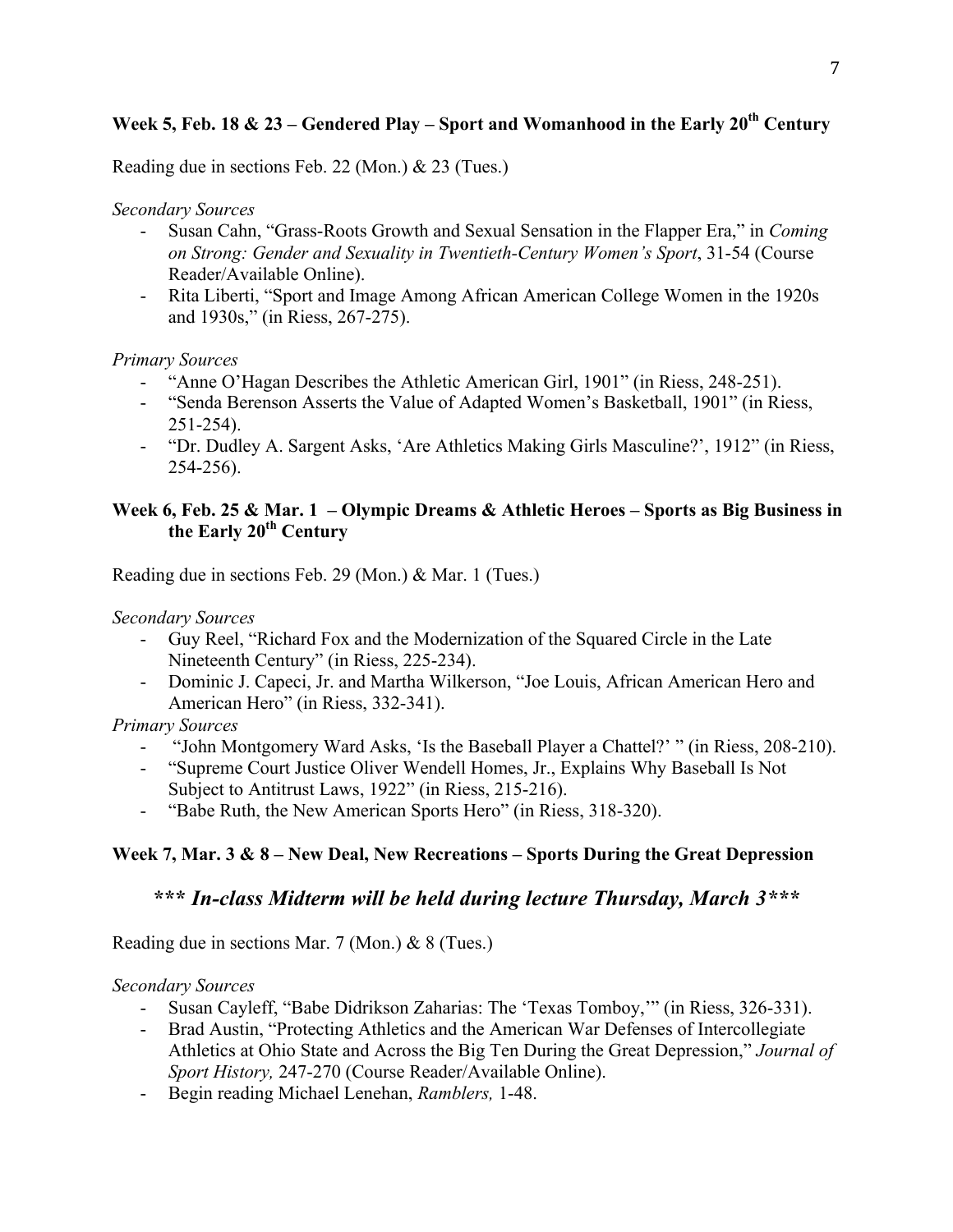### Week 5, Feb. 18 & 23 – Gendered Play – Sport and Womanhood in the Early 20th Century

Reading due in sections Feb. 22 (Mon.) & 23 (Tues.)

*Secondary Sources*

- Susan Cahn, "Grass-Roots Growth and Sexual Sensation in the Flapper Era," in *Coming on Strong: Gender and Sexuality in Twentieth-Century Women's Sport*, 31-54 (Course Reader/Available Online).
- Rita Liberti, "Sport and Image Among African American College Women in the 1920s and 1930s," (in Riess, 267-275).

*Primary Sources*

- "Anne O'Hagan Describes the Athletic American Girl, 1901" (in Riess, 248-251).
- "Senda Berenson Asserts the Value of Adapted Women's Basketball, 1901" (in Riess, 251-254).
- "Dr. Dudley A. Sargent Asks, 'Are Athletics Making Girls Masculine?', 1912" (in Riess, 254-256).

### Week 6, Feb. 25 & Mar. 1 – Olympic Dreams & Athletic Heroes – Sports as Big Business in the Early 20th Century

Reading due in sections Feb. 29 (Mon.) & Mar. 1 (Tues.)

*Secondary Sources*

- Guy Reel, "Richard Fox and the Modernization of the Squared Circle in the Late Nineteenth Century" (in Riess, 225-234).
- Dominic J. Capeci, Jr. and Martha Wilkerson, "Joe Louis, African American Hero and American Hero" (in Riess, 332-341).

*Primary Sources*

- "John Montgomery Ward Asks, 'Is the Baseball Player a Chattel?' " (in Riess, 208-210).
- "Supreme Court Justice Oliver Wendell Homes, Jr., Explains Why Baseball Is Not Subject to Antitrust Laws, 1922" (in Riess, 215-216).
- "Babe Ruth, the New American Sports Hero" (in Riess, 318-320).

### Week 7, Mar. 3 & 8 – New Deal, New Recreations – Sports During the Great Depression

## ***\*\*\* In-class Midterm will be held during lecture Thursday, March 3\*\*\****

Reading due in sections Mar. 7 (Mon.) & 8 (Tues.)

*Secondary Sources*

- Susan Cayleff, "Babe Didrikson Zaharias: The 'Texas Tomboy,'" (in Riess, 326-331).
- Brad Austin, "Protecting Athletics and the American War Defenses of Intercollegiate Athletics at Ohio State and Across the Big Ten During the Great Depression," *Journal of Sport History,* 247-270 (Course Reader/Available Online).
- Begin reading Michael Lenehan, *Ramblers,* 1-48.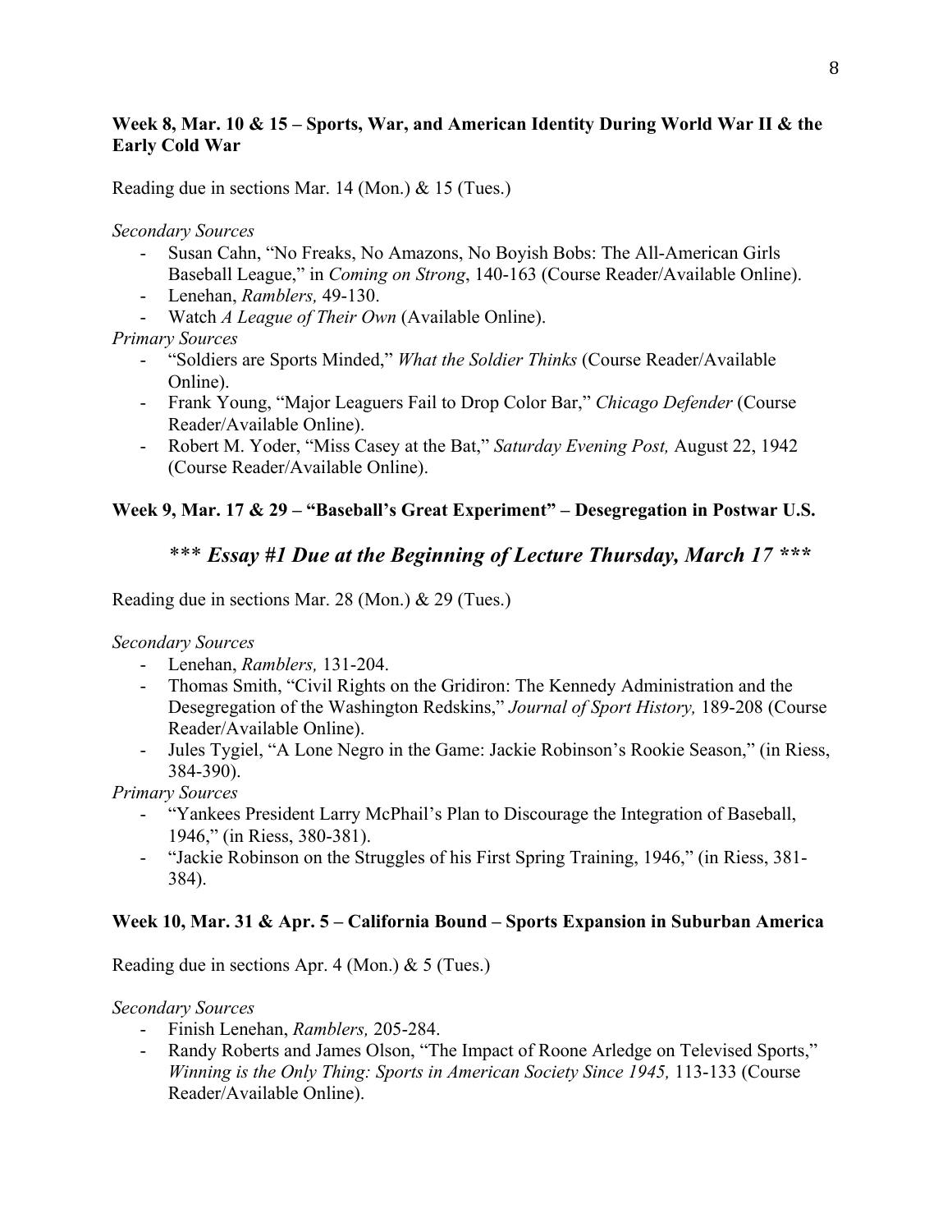**Week 8, Mar. 10 & 15 – Sports, War, and American Identity During World War II & the Early Cold War**

Reading due in sections Mar. 14 (Mon.) & 15 (Tues.)

*Secondary Sources*

- Susan Cahn, "No Freaks, No Amazons, No Boyish Bobs: The All-American Girls Baseball League," in *Coming on Strong*, 140-163 (Course Reader/Available Online).
- Lenehan, *Ramblers,* 49-130.
- Watch *A League of Their Own* (Available Online).

*Primary Sources*

- "Soldiers are Sports Minded," *What the Soldier Thinks* (Course Reader/Available Online).
- Frank Young, "Major Leaguers Fail to Drop Color Bar," *Chicago Defender* (Course Reader/Available Online).
- Robert M. Yoder, "Miss Casey at the Bat," *Saturday Evening Post,* August 22, 1942 (Course Reader/Available Online).

**Week 9, Mar. 17 & 29 – "Baseball's Great Experiment" – Desegregation in Postwar U.S.**

***\*\*\* Essay #1 Due at the Beginning of Lecture Thursday, March 17 \*\*\****

Reading due in sections Mar. 28 (Mon.) & 29 (Tues.)

*Secondary Sources*

- Lenehan, *Ramblers,* 131-204.
- Thomas Smith, "Civil Rights on the Gridiron: The Kennedy Administration and the Desegregation of the Washington Redskins," *Journal of Sport History,* 189-208 (Course Reader/Available Online).
- Jules Tygiel, "A Lone Negro in the Game: Jackie Robinson's Rookie Season," (in Riess, 384-390).

*Primary Sources*

- "Yankees President Larry McPhail's Plan to Discourage the Integration of Baseball, 1946," (in Riess, 380-381).
- "Jackie Robinson on the Struggles of his First Spring Training, 1946," (in Riess, 381-384).

**Week 10, Mar. 31 & Apr. 5 – California Bound – Sports Expansion in Suburban America**

Reading due in sections Apr. 4 (Mon.) & 5 (Tues.)

*Secondary Sources*

- Finish Lenehan, *Ramblers,* 205-284.
- Randy Roberts and James Olson, "The Impact of Roone Arledge on Televised Sports," *Winning is the Only Thing: Sports in American Society Since 1945,* 113-133 (Course Reader/Available Online).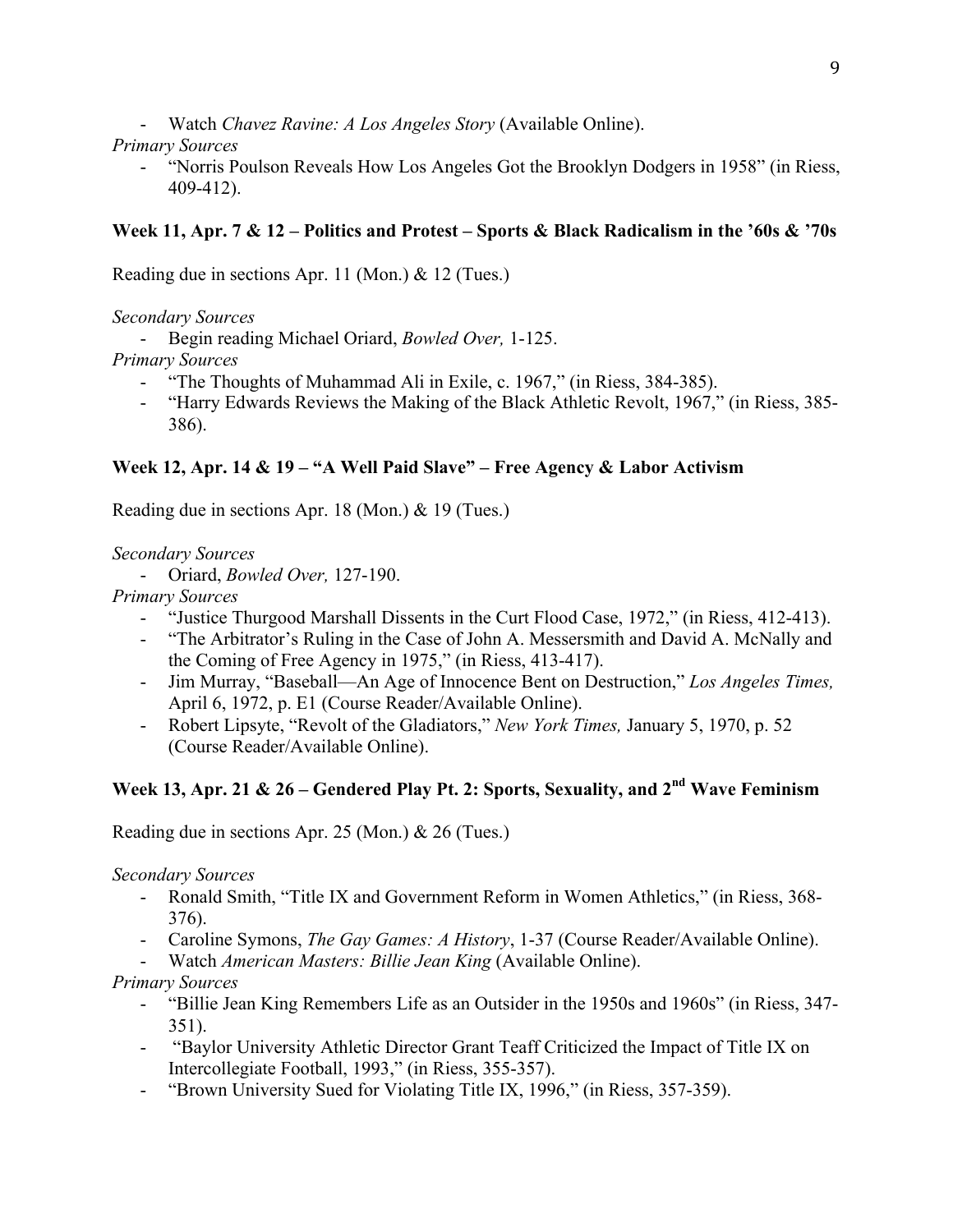- Watch *Chavez Ravine: A Los Angeles Story* (Available Online).

*Primary Sources*

- "Norris Poulson Reveals How Los Angeles Got the Brooklyn Dodgers in 1958" (in Riess, 409-412).

**Week 11, Apr. 7 & 12 – Politics and Protest – Sports & Black Radicalism in the '60s & '70s**

Reading due in sections Apr. 11 (Mon.) & 12 (Tues.)

*Secondary Sources*

- Begin reading Michael Oriard, *Bowled Over,* 1-125.

*Primary Sources*

- "The Thoughts of Muhammad Ali in Exile, c. 1967," (in Riess, 384-385).
- "Harry Edwards Reviews the Making of the Black Athletic Revolt, 1967," (in Riess, 385-386).

**Week 12, Apr. 14 & 19 – "A Well Paid Slave" – Free Agency & Labor Activism**

Reading due in sections Apr. 18 (Mon.) & 19 (Tues.)

*Secondary Sources*

- Oriard, *Bowled Over,* 127-190.

*Primary Sources*

- "Justice Thurgood Marshall Dissents in the Curt Flood Case, 1972," (in Riess, 412-413).
- "The Arbitrator's Ruling in the Case of John A. Messersmith and David A. McNally and the Coming of Free Agency in 1975," (in Riess, 413-417).
- Jim Murray, "Baseball—An Age of Innocence Bent on Destruction," *Los Angeles Times,* April 6, 1972, p. E1 (Course Reader/Available Online).
- Robert Lipsyte, "Revolt of the Gladiators," *New York Times,* January 5, 1970, p. 52 (Course Reader/Available Online).

**Week 13, Apr. 21 & 26 – Gendered Play Pt. 2: Sports, Sexuality, and 2nd Wave Feminism**

Reading due in sections Apr. 25 (Mon.) & 26 (Tues.)

*Secondary Sources*

- Ronald Smith, "Title IX and Government Reform in Women Athletics," (in Riess, 368-376).
- Caroline Symons, *The Gay Games: A History*, 1-37 (Course Reader/Available Online).
- Watch *American Masters: Billie Jean King* (Available Online).

*Primary Sources*

- "Billie Jean King Remembers Life as an Outsider in the 1950s and 1960s" (in Riess, 347-351).
- "Baylor University Athletic Director Grant Teaff Criticized the Impact of Title IX on Intercollegiate Football, 1993," (in Riess, 355-357).
- "Brown University Sued for Violating Title IX, 1996," (in Riess, 357-359).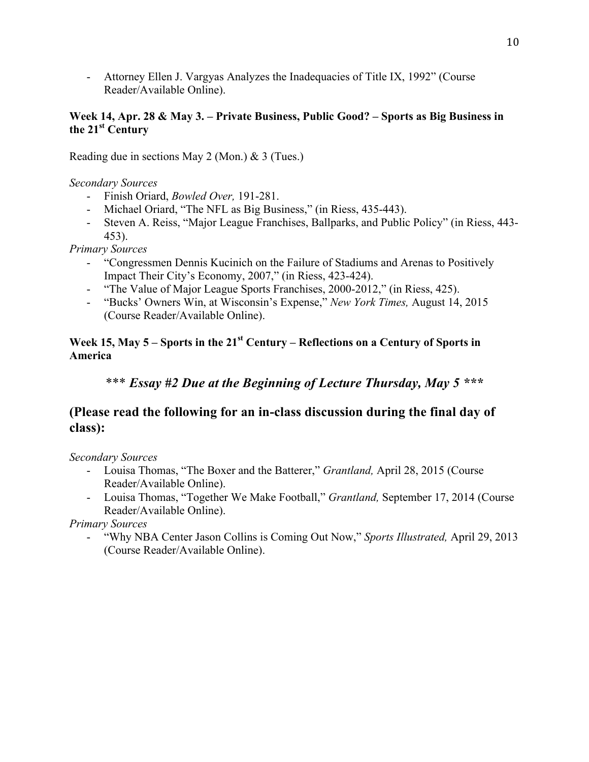- Attorney Ellen J. Vargyas Analyzes the Inadequacies of Title IX, 1992" (Course Reader/Available Online).

**Week 14, Apr. 28 & May 3. – Private Business, Public Good? – Sports as Big Business in the 21st Century**

Reading due in sections May 2 (Mon.) & 3 (Tues.)

*Secondary Sources*

- Finish Oriard, *Bowled Over,* 191-281.
- Michael Oriard, "The NFL as Big Business," (in Riess, 435-443).
- Steven A. Reiss, "Major League Franchises, Ballparks, and Public Policy" (in Riess, 443-453).

*Primary Sources*

- "Congressmen Dennis Kucinich on the Failure of Stadiums and Arenas to Positively Impact Their City's Economy, 2007," (in Riess, 423-424).
- "The Value of Major League Sports Franchises, 2000-2012," (in Riess, 425).
- "Bucks' Owners Win, at Wisconsin's Expense," *New York Times,* August 14, 2015 (Course Reader/Available Online).

**Week 15, May 5 – Sports in the 21st Century – Reflections on a Century of Sports in America**

***\*\*\* Essay #2 Due at the Beginning of Lecture Thursday, May 5 \*\*\****

## (Please read the following for an in-class discussion during the final day of class):

*Secondary Sources*

- Louisa Thomas, "The Boxer and the Batterer," *Grantland,* April 28, 2015 (Course Reader/Available Online).
- Louisa Thomas, "Together We Make Football," *Grantland,* September 17, 2014 (Course Reader/Available Online).

*Primary Sources*

- "Why NBA Center Jason Collins is Coming Out Now," *Sports Illustrated,* April 29, 2013 (Course Reader/Available Online).